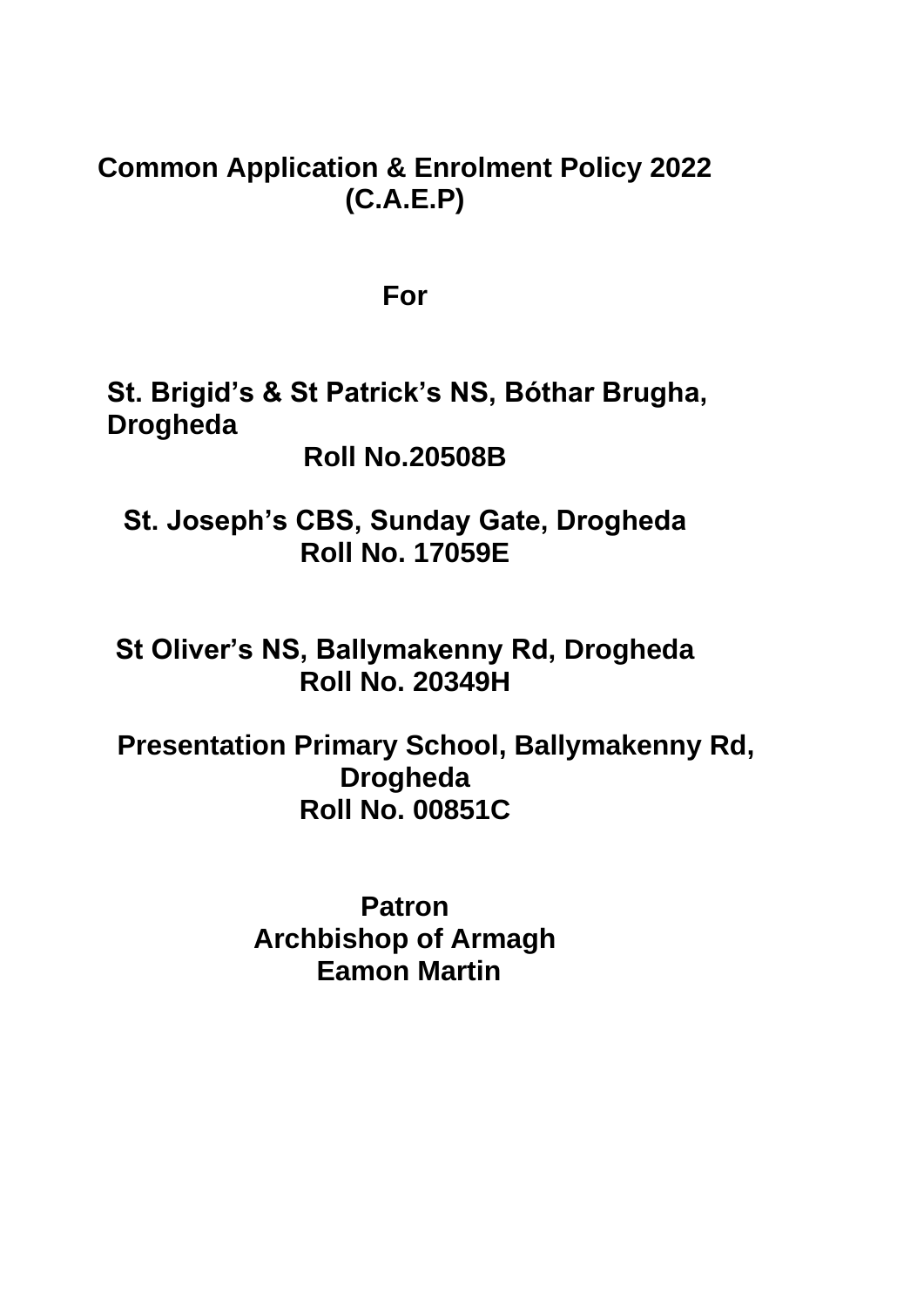# Common Application & Enrolment Policy 2022 (C.A.E.P)

**For**

**St. Brigid's & St Patrick's NS, Bóthar Brugha, Drogheda**
**Roll No.20508B**

**St. Joseph's CBS, Sunday Gate, Drogheda**
**Roll No. 17059E**

**St Oliver's NS, Ballymakenny Rd, Drogheda**
**Roll No. 20349H**

**Presentation Primary School, Ballymakenny Rd, Drogheda**
**Roll No. 00851C**

**Patron**
**Archbishop of Armagh**
**Eamon Martin**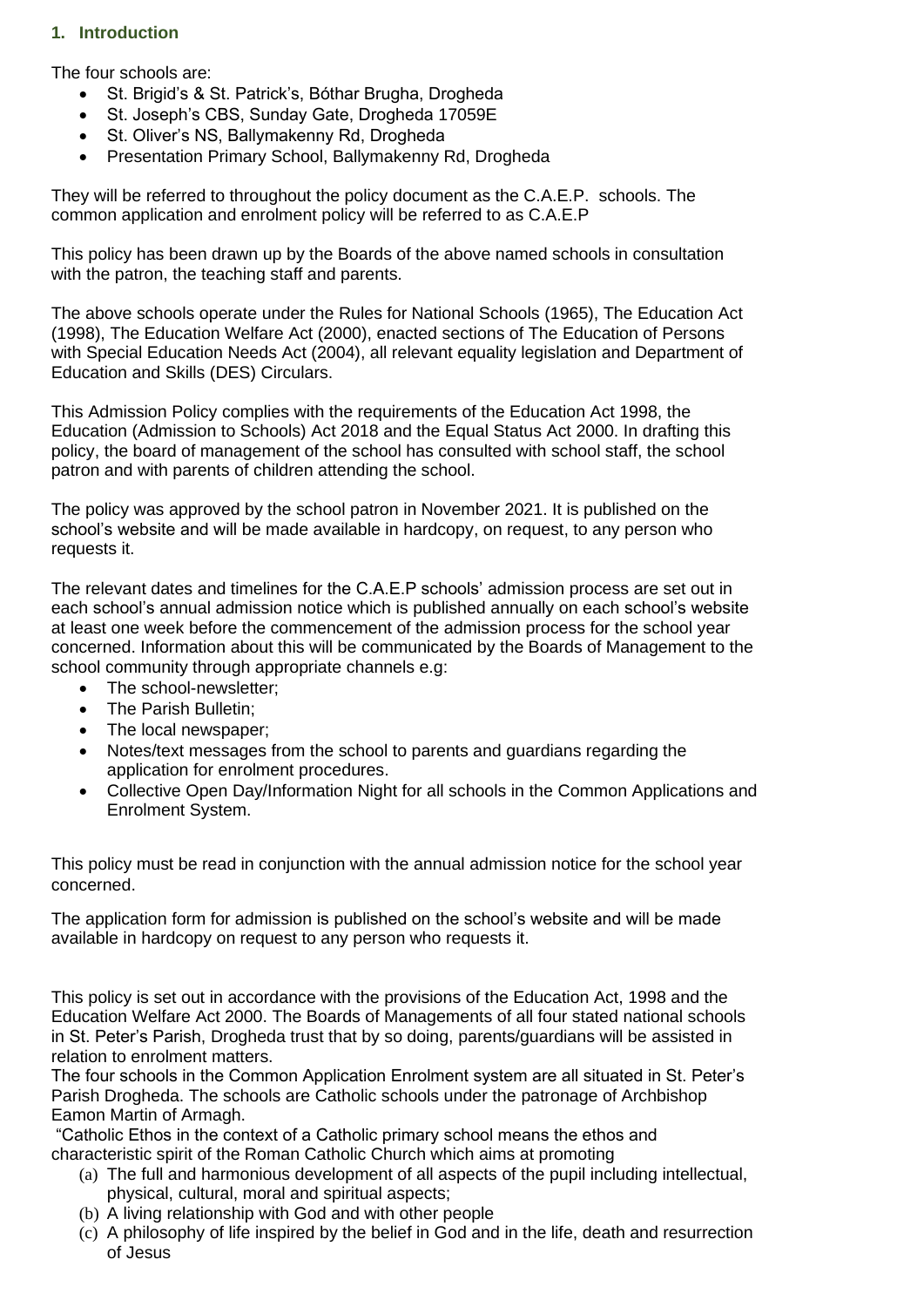## 1. Introduction

The four schools are:

- St. Brigid's & St. Patrick's, Bóthar Brugha, Drogheda
- St. Joseph's CBS, Sunday Gate, Drogheda 17059E
- St. Oliver's NS, Ballymakenny Rd, Drogheda
- Presentation Primary School, Ballymakenny Rd, Drogheda

They will be referred to throughout the policy document as the C.A.E.P. schools. The common application and enrolment policy will be referred to as C.A.E.P

This policy has been drawn up by the Boards of the above named schools in consultation with the patron, the teaching staff and parents.

The above schools operate under the Rules for National Schools (1965), The Education Act (1998), The Education Welfare Act (2000), enacted sections of The Education of Persons with Special Education Needs Act (2004), all relevant equality legislation and Department of Education and Skills (DES) Circulars.

This Admission Policy complies with the requirements of the Education Act 1998, the Education (Admission to Schools) Act 2018 and the Equal Status Act 2000. In drafting this policy, the board of management of the school has consulted with school staff, the school patron and with parents of children attending the school.

The policy was approved by the school patron in November 2021. It is published on the school's website and will be made available in hardcopy, on request, to any person who requests it.

The relevant dates and timelines for the C.A.E.P schools' admission process are set out in each school's annual admission notice which is published annually on each school's website at least one week before the commencement of the admission process for the school year concerned. Information about this will be communicated by the Boards of Management to the school community through appropriate channels e.g:

- The school-newsletter;
- The Parish Bulletin;
- The local newspaper;
- Notes/text messages from the school to parents and guardians regarding the application for enrolment procedures.
- Collective Open Day/Information Night for all schools in the Common Applications and Enrolment System.

This policy must be read in conjunction with the annual admission notice for the school year concerned.

The application form for admission is published on the school's website and will be made available in hardcopy on request to any person who requests it.

This policy is set out in accordance with the provisions of the Education Act, 1998 and the Education Welfare Act 2000. The Boards of Managements of all four stated national schools in St. Peter's Parish, Drogheda trust that by so doing, parents/guardians will be assisted in relation to enrolment matters.
The four schools in the Common Application Enrolment system are all situated in St. Peter's Parish Drogheda. The schools are Catholic schools under the patronage of Archbishop Eamon Martin of Armagh.
"Catholic Ethos in the context of a Catholic primary school means the ethos and characteristic spirit of the Roman Catholic Church which aims at promoting

(a) The full and harmonious development of all aspects of the pupil including intellectual, physical, cultural, moral and spiritual aspects;
(b) A living relationship with God and with other people
(c) A philosophy of life inspired by the belief in God and in the life, death and resurrection of Jesus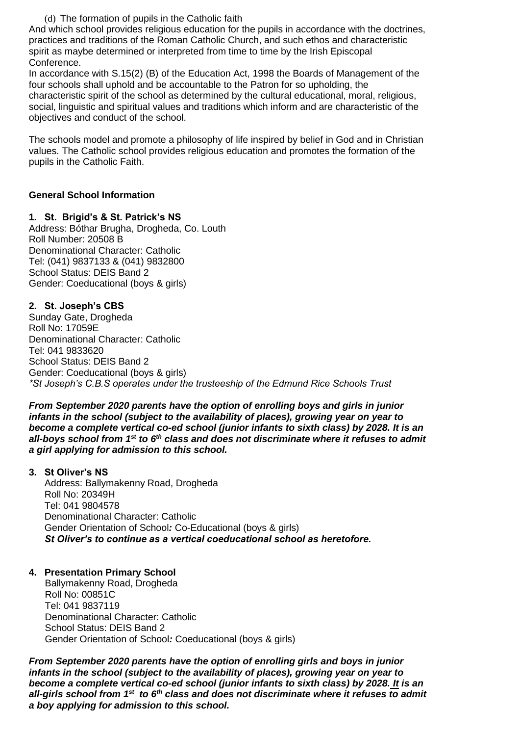(d) The formation of pupils in the Catholic faith

And which school provides religious education for the pupils in accordance with the doctrines, practices and traditions of the Roman Catholic Church, and such ethos and characteristic spirit as maybe determined or interpreted from time to time by the Irish Episcopal Conference.

In accordance with S.15(2) (B) of the Education Act, 1998 the Boards of Management of the four schools shall uphold and be accountable to the Patron for so upholding, the characteristic spirit of the school as determined by the cultural educational, moral, religious, social, linguistic and spiritual values and traditions which inform and are characteristic of the objectives and conduct of the school.

The schools model and promote a philosophy of life inspired by belief in God and in Christian values. The Catholic school provides religious education and promotes the formation of the pupils in the Catholic Faith.

**General School Information**

**1. St. Brigid's & St. Patrick's NS**

Address: Bóthar Brugha, Drogheda, Co. Louth
Roll Number: 20508 B
Denominational Character: Catholic
Tel: (041) 9837133 & (041) 9832800
School Status: DEIS Band 2
Gender: Coeducational (boys & girls)

**2. St. Joseph's CBS**

Sunday Gate, Drogheda
Roll No: 17059E
Denominational Character: Catholic
Tel: 041 9833620
School Status: DEIS Band 2
Gender: Coeducational (boys & girls)
*\*St Joseph's C.B.S operates under the trusteeship of the Edmund Rice Schools Trust*

***From September 2020 parents have the option of enrolling boys and girls in junior infants in the school (subject to the availability of places), growing year on year to become a complete vertical co-ed school (junior infants to sixth class) by 2028. It is an all-boys school from 1st to 6th class and does not discriminate where it refuses to admit a girl applying for admission to this school.***

**3. St Oliver's NS**

Address: Ballymakenny Road, Drogheda
Roll No: 20349H
Tel: 041 9804578
Denominational Character: Catholic
Gender Orientation of School: Co-Educational (boys & girls)
***St Oliver's to continue as a vertical coeducational school as heretofore.***

**4. Presentation Primary School**

Ballymakenny Road, Drogheda
Roll No: 00851C
Tel: 041 9837119
Denominational Character: Catholic
School Status: DEIS Band 2
Gender Orientation of School: Coeducational (boys & girls)

***From September 2020 parents have the option of enrolling girls and boys in junior infants in the school (subject to the availability of places), growing year on year to become a complete vertical co-ed school (junior infants to sixth class) by 2028. It is an all-girls school from 1st to 6th class and does not discriminate where it refuses to admit a boy applying for admission to this school.***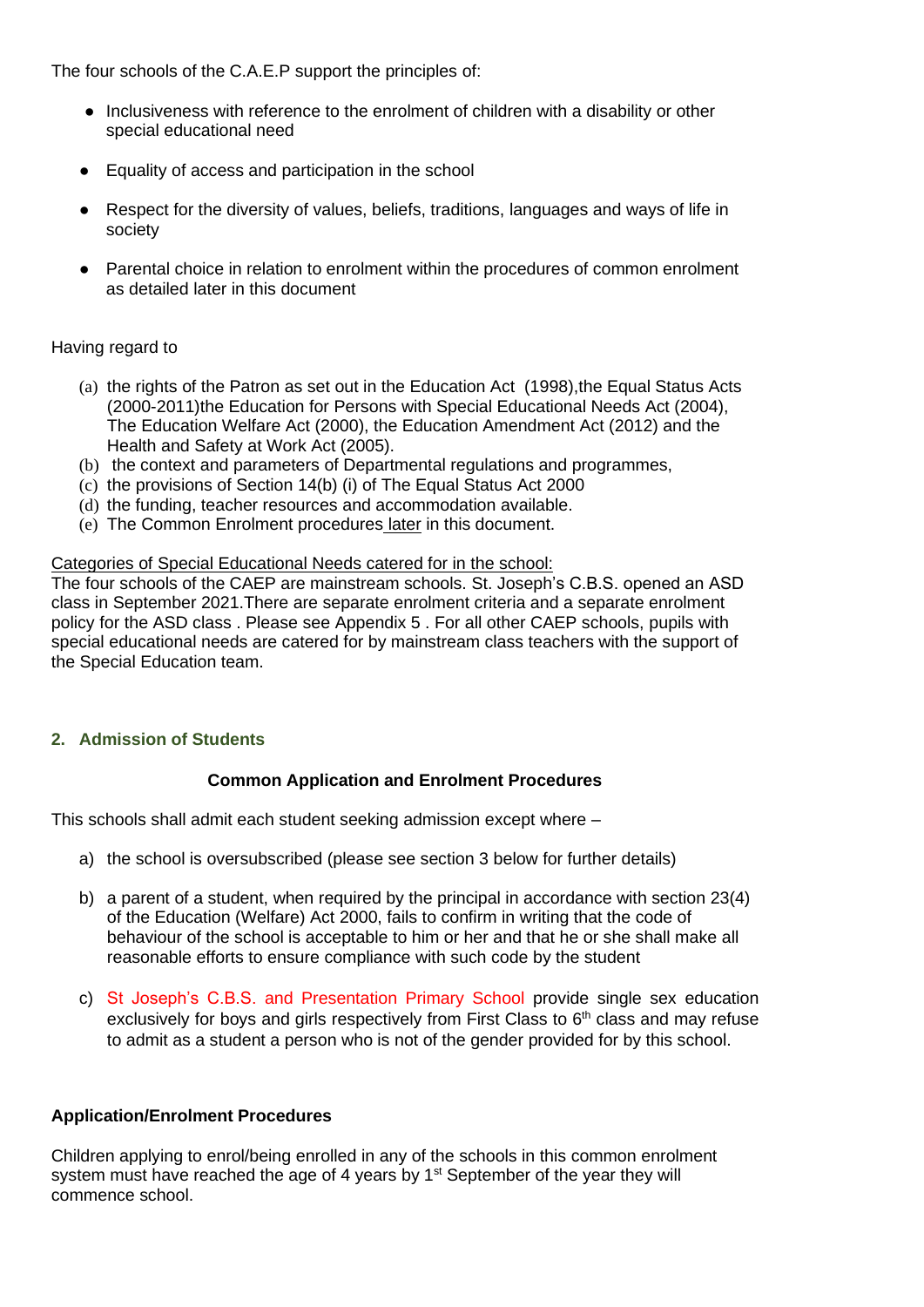The four schools of the C.A.E.P support the principles of:

- Inclusiveness with reference to the enrolment of children with a disability or other special educational need
- Equality of access and participation in the school
- Respect for the diversity of values, beliefs, traditions, languages and ways of life in society
- Parental choice in relation to enrolment within the procedures of common enrolment as detailed later in this document

Having regard to

(a) the rights of the Patron as set out in the Education Act (1998),the Equal Status Acts (2000-2011)the Education for Persons with Special Educational Needs Act (2004), The Education Welfare Act (2000), the Education Amendment Act (2012) and the Health and Safety at Work Act (2005).
(b) the context and parameters of Departmental regulations and programmes,
(c) the provisions of Section 14(b) (i) of The Equal Status Act 2000
(d) the funding, teacher resources and accommodation available.
(e) The Common Enrolment procedures later in this document.

Categories of Special Educational Needs catered for in the school:
The four schools of the CAEP are mainstream schools. St. Joseph's C.B.S. opened an ASD class in September 2021.There are separate enrolment criteria and a separate enrolment policy for the ASD class . Please see Appendix 5 . For all other CAEP schools, pupils with special educational needs are catered for by mainstream class teachers with the support of the Special Education team.

## 2. Admission of Students

**Common Application and Enrolment Procedures**

This schools shall admit each student seeking admission except where –

a) the school is oversubscribed (please see section 3 below for further details)

b) a parent of a student, when required by the principal in accordance with section 23(4) of the Education (Welfare) Act 2000, fails to confirm in writing that the code of behaviour of the school is acceptable to him or her and that he or she shall make all reasonable efforts to ensure compliance with such code by the student

c) St Joseph's C.B.S. and Presentation Primary School provide single sex education exclusively for boys and girls respectively from First Class to 6th class and may refuse to admit as a student a person who is not of the gender provided for by this school.

**Application/Enrolment Procedures**

Children applying to enrol/being enrolled in any of the schools in this common enrolment system must have reached the age of 4 years by 1st September of the year they will commence school.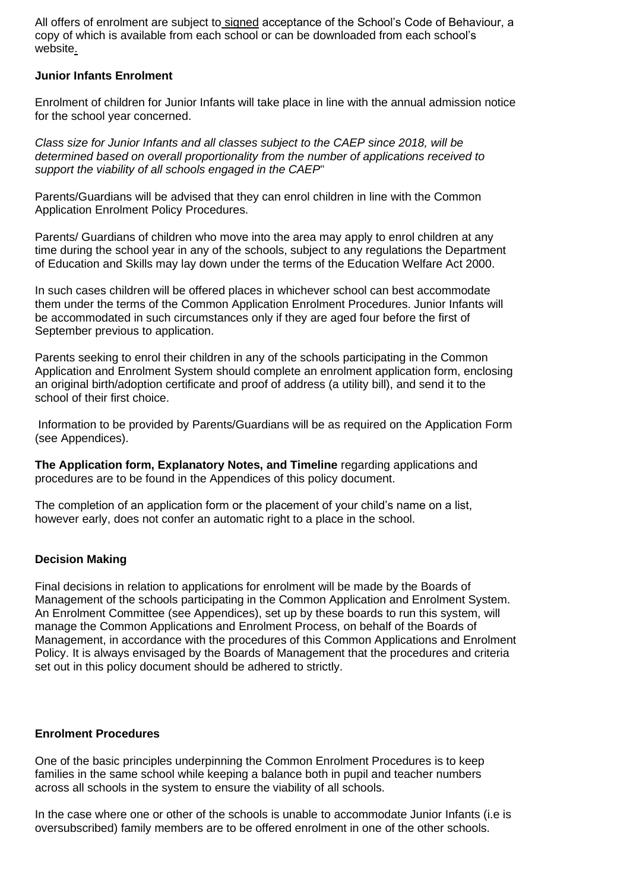All offers of enrolment are subject to signed acceptance of the School's Code of Behaviour, a copy of which is available from each school or can be downloaded from each school's website.

**Junior Infants Enrolment**

Enrolment of children for Junior Infants will take place in line with the annual admission notice for the school year concerned.

*Class size for Junior Infants and all classes subject to the CAEP since 2018, will be determined based on overall proportionality from the number of applications received to support the viability of all schools engaged in the CAEP*"

Parents/Guardians will be advised that they can enrol children in line with the Common Application Enrolment Policy Procedures.

Parents/ Guardians of children who move into the area may apply to enrol children at any time during the school year in any of the schools, subject to any regulations the Department of Education and Skills may lay down under the terms of the Education Welfare Act 2000.

In such cases children will be offered places in whichever school can best accommodate them under the terms of the Common Application Enrolment Procedures. Junior Infants will be accommodated in such circumstances only if they are aged four before the first of September previous to application.

Parents seeking to enrol their children in any of the schools participating in the Common Application and Enrolment System should complete an enrolment application form, enclosing an original birth/adoption certificate and proof of address (a utility bill), and send it to the school of their first choice.

Information to be provided by Parents/Guardians will be as required on the Application Form (see Appendices).

**The Application form, Explanatory Notes, and Timeline** regarding applications and procedures are to be found in the Appendices of this policy document.

The completion of an application form or the placement of your child's name on a list, however early, does not confer an automatic right to a place in the school.

**Decision Making**

Final decisions in relation to applications for enrolment will be made by the Boards of Management of the schools participating in the Common Application and Enrolment System. An Enrolment Committee (see Appendices), set up by these boards to run this system, will manage the Common Applications and Enrolment Process, on behalf of the Boards of Management, in accordance with the procedures of this Common Applications and Enrolment Policy. It is always envisaged by the Boards of Management that the procedures and criteria set out in this policy document should be adhered to strictly.

**Enrolment Procedures**

One of the basic principles underpinning the Common Enrolment Procedures is to keep families in the same school while keeping a balance both in pupil and teacher numbers across all schools in the system to ensure the viability of all schools.

In the case where one or other of the schools is unable to accommodate Junior Infants (i.e is oversubscribed) family members are to be offered enrolment in one of the other schools.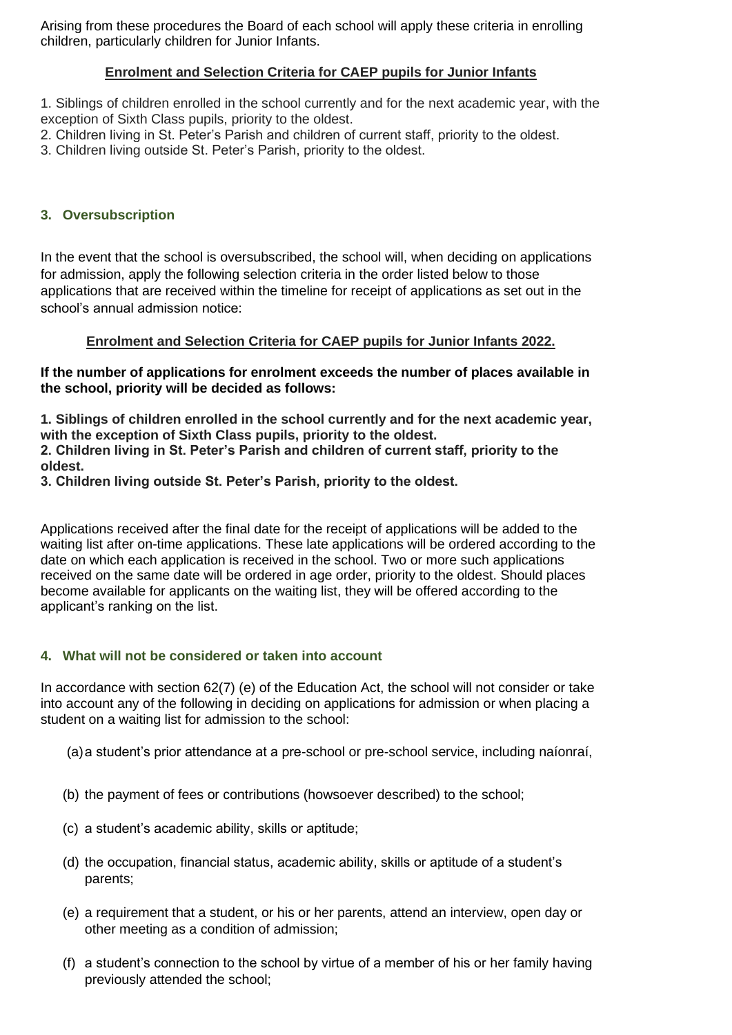Arising from these procedures the Board of each school will apply these criteria in enrolling children, particularly children for Junior Infants.

**Enrolment and Selection Criteria for CAEP pupils for Junior Infants**

1. Siblings of children enrolled in the school currently and for the next academic year, with the exception of Sixth Class pupils, priority to the oldest.
2. Children living in St. Peter's Parish and children of current staff, priority to the oldest.
3. Children living outside St. Peter's Parish, priority to the oldest.

## 3. Oversubscription

In the event that the school is oversubscribed, the school will, when deciding on applications for admission, apply the following selection criteria in the order listed below to those applications that are received within the timeline for receipt of applications as set out in the school's annual admission notice:

**Enrolment and Selection Criteria for CAEP pupils for Junior Infants 2022.**

**If the number of applications for enrolment exceeds the number of places available in the school, priority will be decided as follows:**

**1. Siblings of children enrolled in the school currently and for the next academic year, with the exception of Sixth Class pupils, priority to the oldest.**
**2. Children living in St. Peter's Parish and children of current staff, priority to the oldest.**
**3. Children living outside St. Peter's Parish, priority to the oldest.**

Applications received after the final date for the receipt of applications will be added to the waiting list after on-time applications. These late applications will be ordered according to the date on which each application is received in the school. Two or more such applications received on the same date will be ordered in age order, priority to the oldest. Should places become available for applicants on the waiting list, they will be offered according to the applicant's ranking on the list.

## 4. What will not be considered or taken into account

In accordance with section 62(7) (e) of the Education Act, the school will not consider or take into account any of the following in deciding on applications for admission or when placing a student on a waiting list for admission to the school:

(a) a student's prior attendance at a pre-school or pre-school service, including naíonraí,

(b) the payment of fees or contributions (howsoever described) to the school;

(c) a student's academic ability, skills or aptitude;

(d) the occupation, financial status, academic ability, skills or aptitude of a student's parents;

(e) a requirement that a student, or his or her parents, attend an interview, open day or other meeting as a condition of admission;

(f) a student's connection to the school by virtue of a member of his or her family having previously attended the school;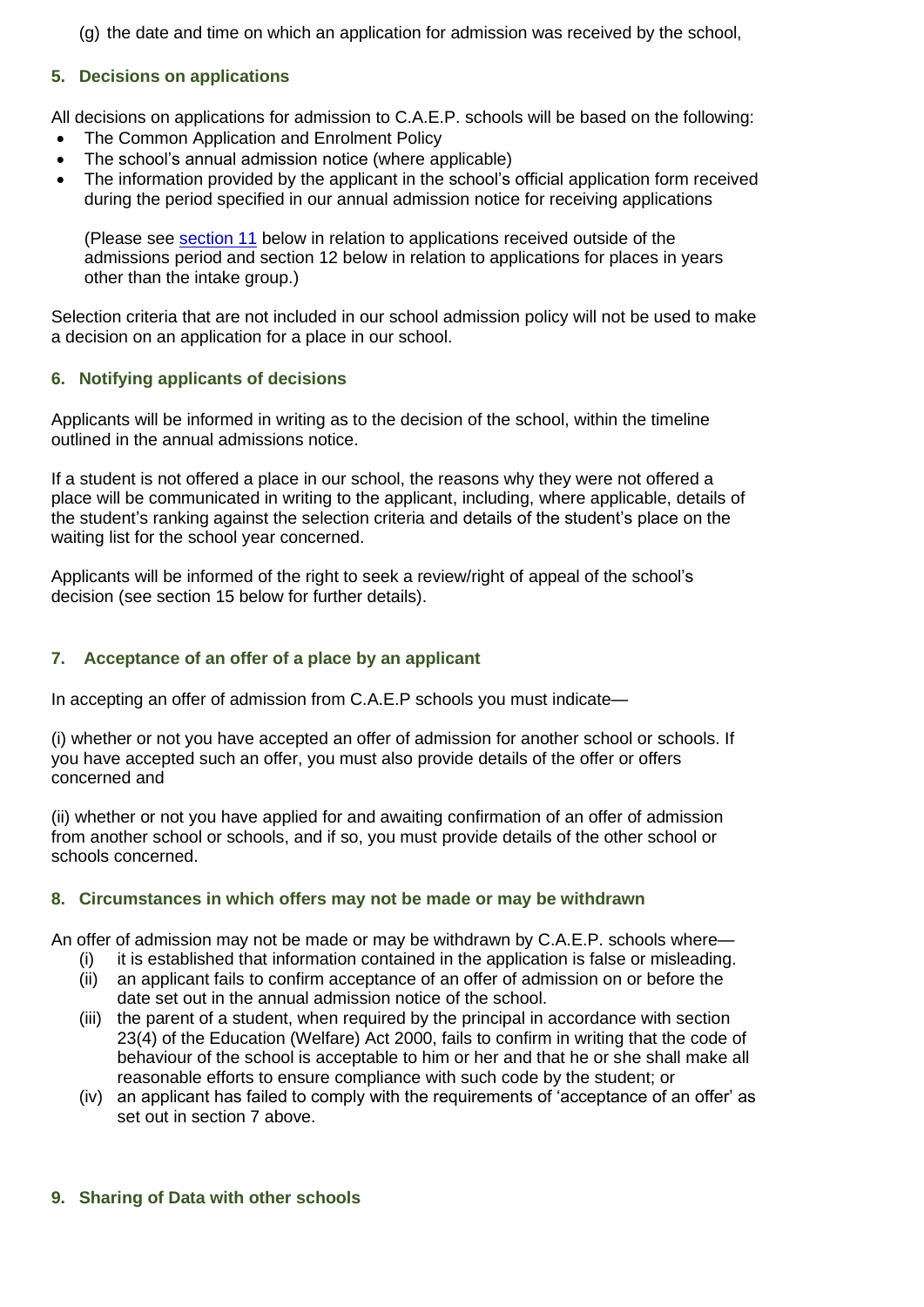(g) the date and time on which an application for admission was received by the school,

## 5. Decisions on applications

All decisions on applications for admission to C.A.E.P. schools will be based on the following:

- The Common Application and Enrolment Policy
- The school's annual admission notice (where applicable)
- The information provided by the applicant in the school's official application form received during the period specified in our annual admission notice for receiving applications

  (Please see section 11 below in relation to applications received outside of the admissions period and section 12 below in relation to applications for places in years other than the intake group.)

Selection criteria that are not included in our school admission policy will not be used to make a decision on an application for a place in our school.

## 6. Notifying applicants of decisions

Applicants will be informed in writing as to the decision of the school, within the timeline outlined in the annual admissions notice.

If a student is not offered a place in our school, the reasons why they were not offered a place will be communicated in writing to the applicant, including, where applicable, details of the student's ranking against the selection criteria and details of the student's place on the waiting list for the school year concerned.

Applicants will be informed of the right to seek a review/right of appeal of the school's decision (see section 15 below for further details).

## 7. Acceptance of an offer of a place by an applicant

In accepting an offer of admission from C.A.E.P schools you must indicate—

(i) whether or not you have accepted an offer of admission for another school or schools. If you have accepted such an offer, you must also provide details of the offer or offers concerned and

(ii) whether or not you have applied for and awaiting confirmation of an offer of admission from another school or schools, and if so, you must provide details of the other school or schools concerned.

## 8. Circumstances in which offers may not be made or may be withdrawn

An offer of admission may not be made or may be withdrawn by C.A.E.P. schools where—

(i) it is established that information contained in the application is false or misleading.
(ii) an applicant fails to confirm acceptance of an offer of admission on or before the date set out in the annual admission notice of the school.
(iii) the parent of a student, when required by the principal in accordance with section 23(4) of the Education (Welfare) Act 2000, fails to confirm in writing that the code of behaviour of the school is acceptable to him or her and that he or she shall make all reasonable efforts to ensure compliance with such code by the student; or
(iv) an applicant has failed to comply with the requirements of 'acceptance of an offer' as set out in section 7 above.

## 9. Sharing of Data with other schools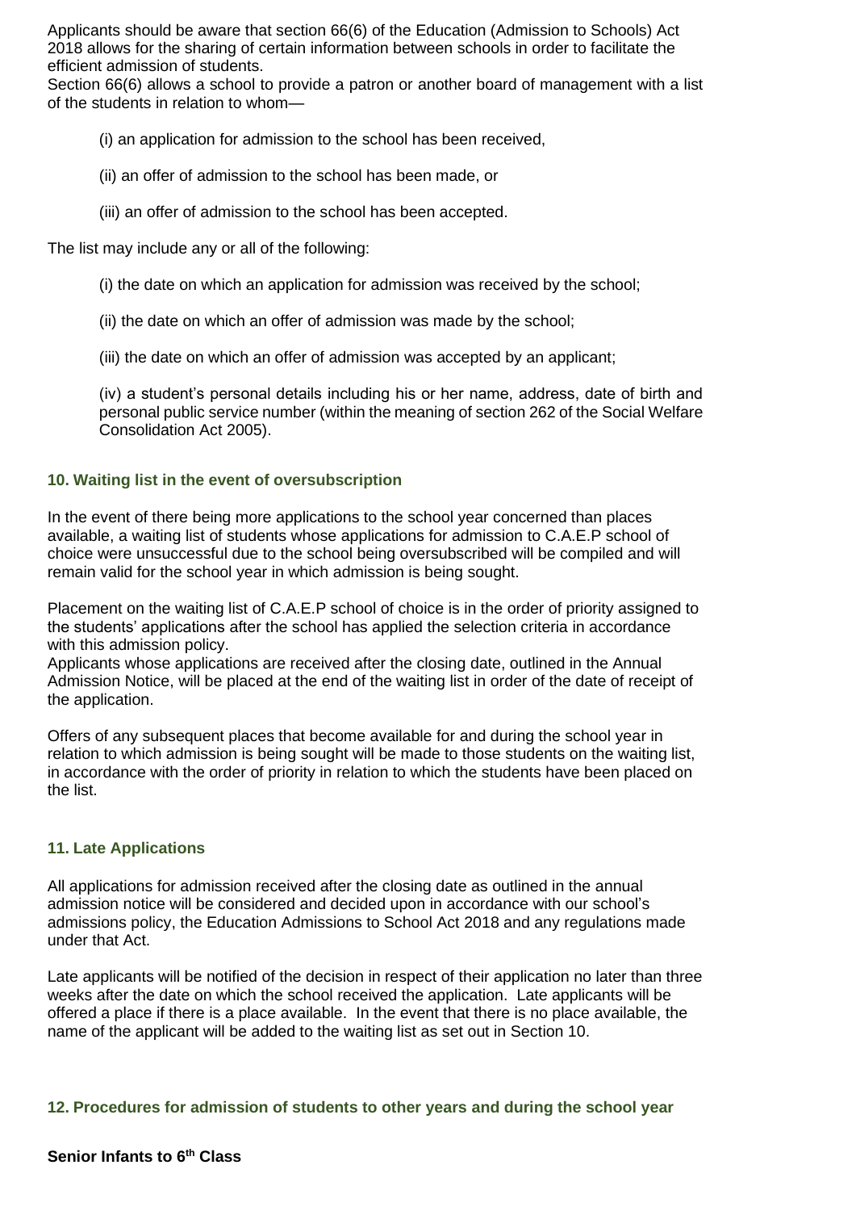Applicants should be aware that section 66(6) of the Education (Admission to Schools) Act 2018 allows for the sharing of certain information between schools in order to facilitate the efficient admission of students.
Section 66(6) allows a school to provide a patron or another board of management with a list of the students in relation to whom—

(i) an application for admission to the school has been received,

(ii) an offer of admission to the school has been made, or

(iii) an offer of admission to the school has been accepted.

The list may include any or all of the following:

(i) the date on which an application for admission was received by the school;

(ii) the date on which an offer of admission was made by the school;

(iii) the date on which an offer of admission was accepted by an applicant;

(iv) a student's personal details including his or her name, address, date of birth and personal public service number (within the meaning of section 262 of the Social Welfare Consolidation Act 2005).

### 10. Waiting list in the event of oversubscription

In the event of there being more applications to the school year concerned than places available, a waiting list of students whose applications for admission to C.A.E.P school of choice were unsuccessful due to the school being oversubscribed will be compiled and will remain valid for the school year in which admission is being sought.

Placement on the waiting list of C.A.E.P school of choice is in the order of priority assigned to the students' applications after the school has applied the selection criteria in accordance with this admission policy.
Applicants whose applications are received after the closing date, outlined in the Annual Admission Notice, will be placed at the end of the waiting list in order of the date of receipt of the application.

Offers of any subsequent places that become available for and during the school year in relation to which admission is being sought will be made to those students on the waiting list, in accordance with the order of priority in relation to which the students have been placed on the list.

### 11. Late Applications

All applications for admission received after the closing date as outlined in the annual admission notice will be considered and decided upon in accordance with our school's admissions policy, the Education Admissions to School Act 2018 and any regulations made under that Act.

Late applicants will be notified of the decision in respect of their application no later than three weeks after the date on which the school received the application. Late applicants will be offered a place if there is a place available. In the event that there is no place available, the name of the applicant will be added to the waiting list as set out in Section 10.

### 12. Procedures for admission of students to other years and during the school year

**Senior Infants to 6th Class**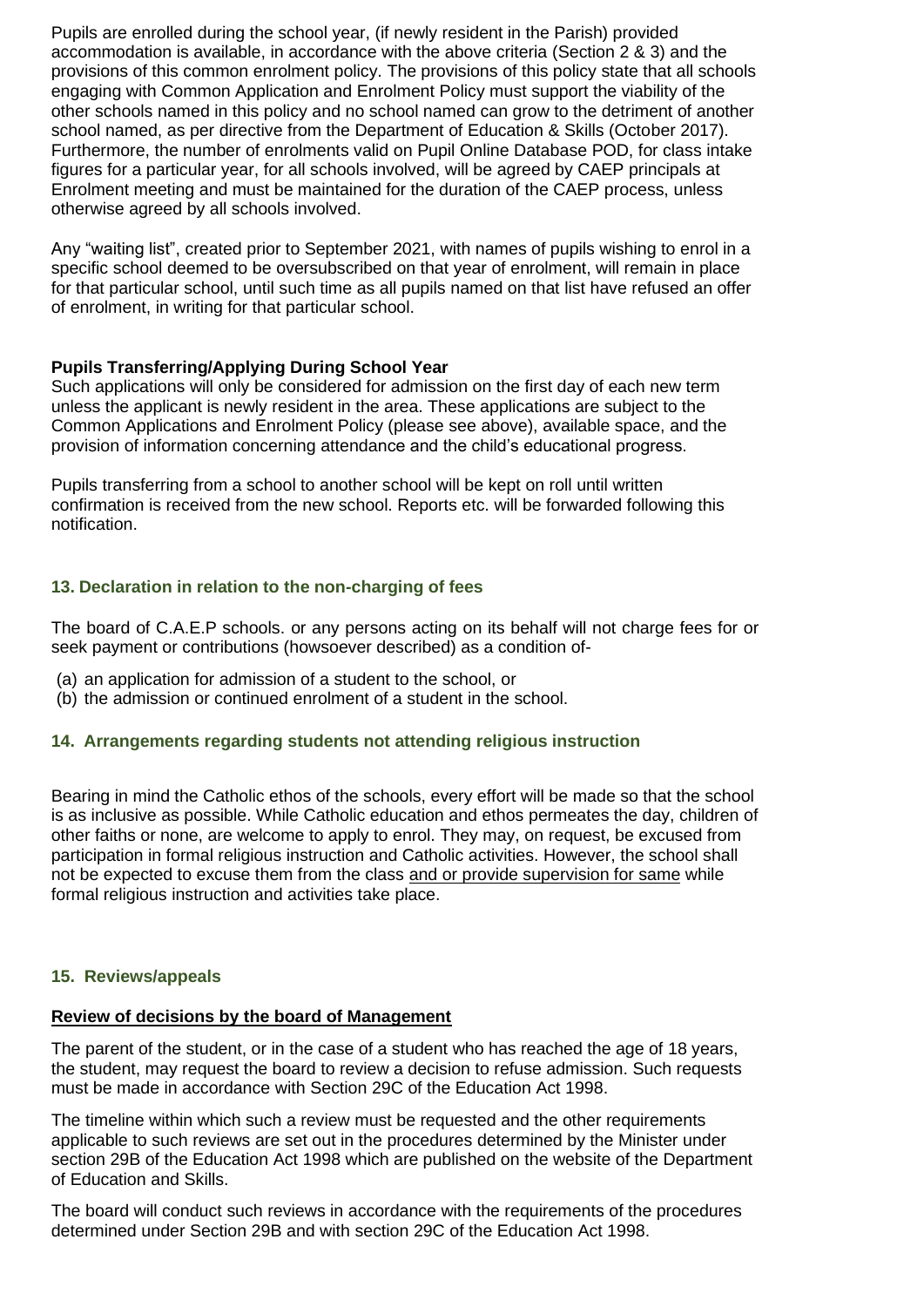Pupils are enrolled during the school year, (if newly resident in the Parish) provided accommodation is available, in accordance with the above criteria (Section 2 & 3) and the provisions of this common enrolment policy. The provisions of this policy state that all schools engaging with Common Application and Enrolment Policy must support the viability of the other schools named in this policy and no school named can grow to the detriment of another school named, as per directive from the Department of Education & Skills (October 2017). Furthermore, the number of enrolments valid on Pupil Online Database POD, for class intake figures for a particular year, for all schools involved, will be agreed by CAEP principals at Enrolment meeting and must be maintained for the duration of the CAEP process, unless otherwise agreed by all schools involved.

Any "waiting list", created prior to September 2021, with names of pupils wishing to enrol in a specific school deemed to be oversubscribed on that year of enrolment, will remain in place for that particular school, until such time as all pupils named on that list have refused an offer of enrolment, in writing for that particular school.

**Pupils Transferring/Applying During School Year**

Such applications will only be considered for admission on the first day of each new term unless the applicant is newly resident in the area. These applications are subject to the Common Applications and Enrolment Policy (please see above), available space, and the provision of information concerning attendance and the child's educational progress.

Pupils transferring from a school to another school will be kept on roll until written confirmation is received from the new school. Reports etc. will be forwarded following this notification.

### 13. Declaration in relation to the non-charging of fees

The board of C.A.E.P schools. or any persons acting on its behalf will not charge fees for or seek payment or contributions (howsoever described) as a condition of-

(a) an application for admission of a student to the school, or
(b) the admission or continued enrolment of a student in the school.

### 14. Arrangements regarding students not attending religious instruction

Bearing in mind the Catholic ethos of the schools, every effort will be made so that the school is as inclusive as possible. While Catholic education and ethos permeates the day, children of other faiths or none, are welcome to apply to enrol. They may, on request, be excused from participation in formal religious instruction and Catholic activities. However, the school shall not be expected to excuse them from the class and or provide supervision for same while formal religious instruction and activities take place.

### 15. Reviews/appeals

**Review of decisions by the board of Management**

The parent of the student, or in the case of a student who has reached the age of 18 years, the student, may request the board to review a decision to refuse admission. Such requests must be made in accordance with Section 29C of the Education Act 1998.

The timeline within which such a review must be requested and the other requirements applicable to such reviews are set out in the procedures determined by the Minister under section 29B of the Education Act 1998 which are published on the website of the Department of Education and Skills.

The board will conduct such reviews in accordance with the requirements of the procedures determined under Section 29B and with section 29C of the Education Act 1998.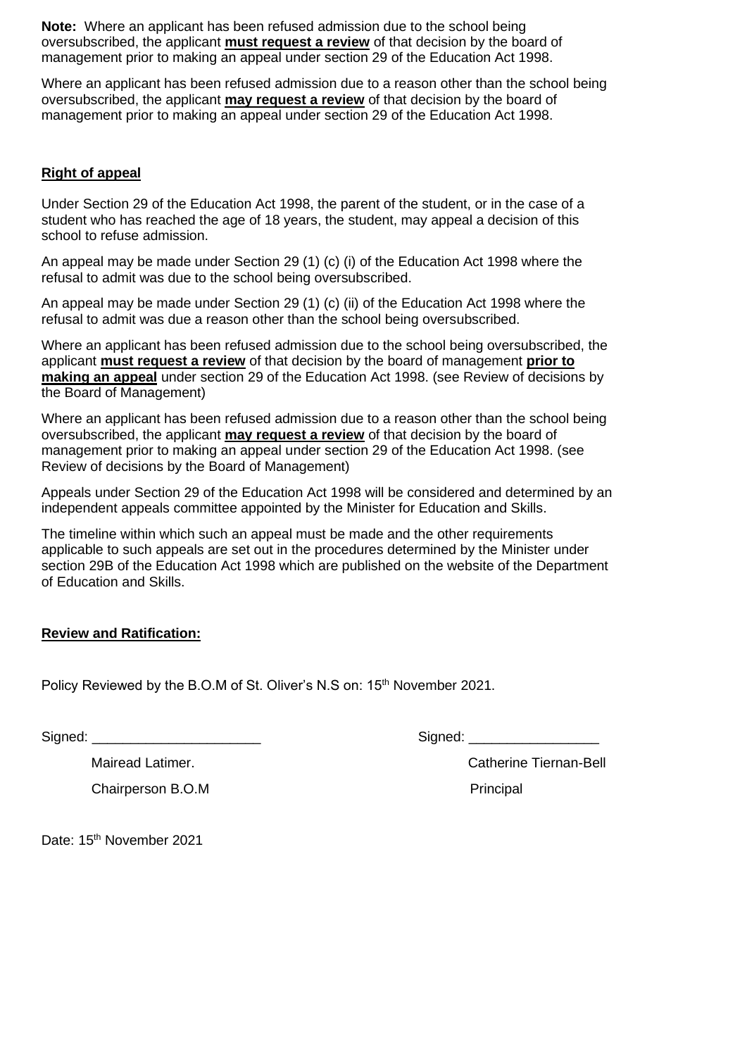**Note:** Where an applicant has been refused admission due to the school being oversubscribed, the applicant **must request a review** of that decision by the board of management prior to making an appeal under section 29 of the Education Act 1998.

Where an applicant has been refused admission due to a reason other than the school being oversubscribed, the applicant **may request a review** of that decision by the board of management prior to making an appeal under section 29 of the Education Act 1998.

## Right of appeal

Under Section 29 of the Education Act 1998, the parent of the student, or in the case of a student who has reached the age of 18 years, the student, may appeal a decision of this school to refuse admission.

An appeal may be made under Section 29 (1) (c) (i) of the Education Act 1998 where the refusal to admit was due to the school being oversubscribed.

An appeal may be made under Section 29 (1) (c) (ii) of the Education Act 1998 where the refusal to admit was due a reason other than the school being oversubscribed.

Where an applicant has been refused admission due to the school being oversubscribed, the applicant **must request a review** of that decision by the board of management **prior to making an appeal** under section 29 of the Education Act 1998. (see Review of decisions by the Board of Management)

Where an applicant has been refused admission due to a reason other than the school being oversubscribed, the applicant **may request a review** of that decision by the board of management prior to making an appeal under section 29 of the Education Act 1998. (see Review of decisions by the Board of Management)

Appeals under Section 29 of the Education Act 1998 will be considered and determined by an independent appeals committee appointed by the Minister for Education and Skills.

The timeline within which such an appeal must be made and the other requirements applicable to such appeals are set out in the procedures determined by the Minister under section 29B of the Education Act 1998 which are published on the website of the Department of Education and Skills.

## Review and Ratification:

Policy Reviewed by the B.O.M of St. Oliver's N.S on: 15th November 2021.

Signed: ______________________ Signed: _________________

Mairead Latimer. Catherine Tiernan-Bell

Chairperson B.O.M Principal

Date: 15th November 2021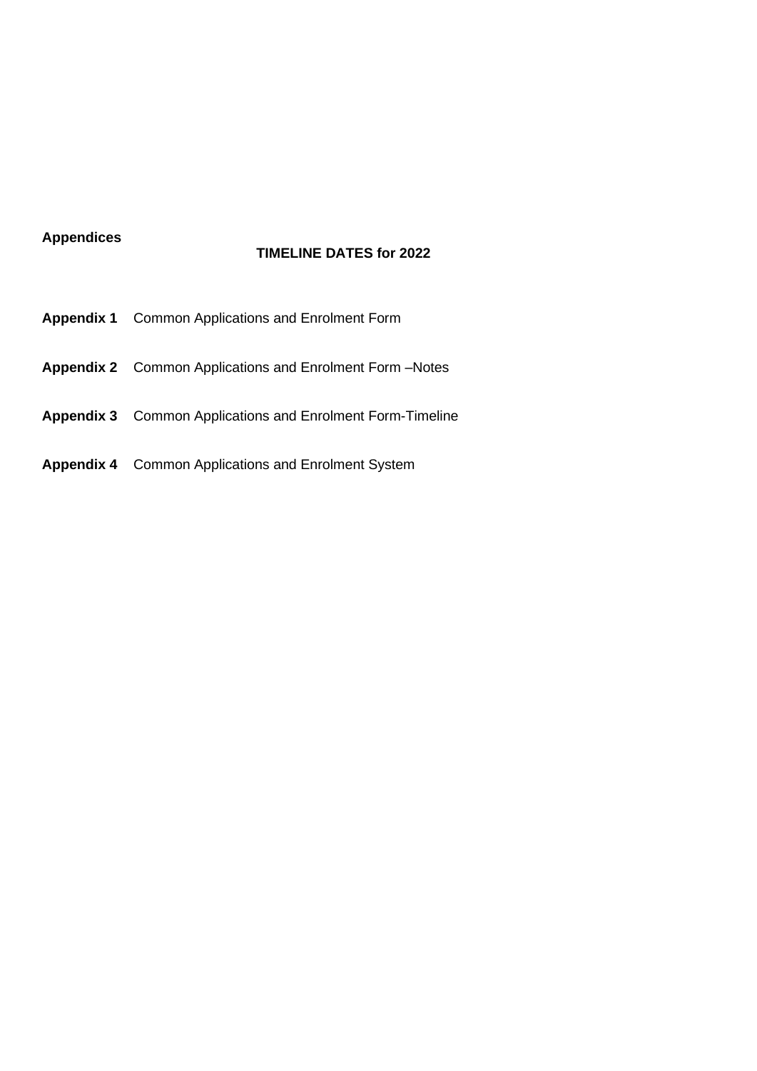**Appendices**

**TIMELINE DATES for 2022**

**Appendix 1** Common Applications and Enrolment Form

**Appendix 2** Common Applications and Enrolment Form –Notes

**Appendix 3** Common Applications and Enrolment Form-Timeline

**Appendix 4** Common Applications and Enrolment System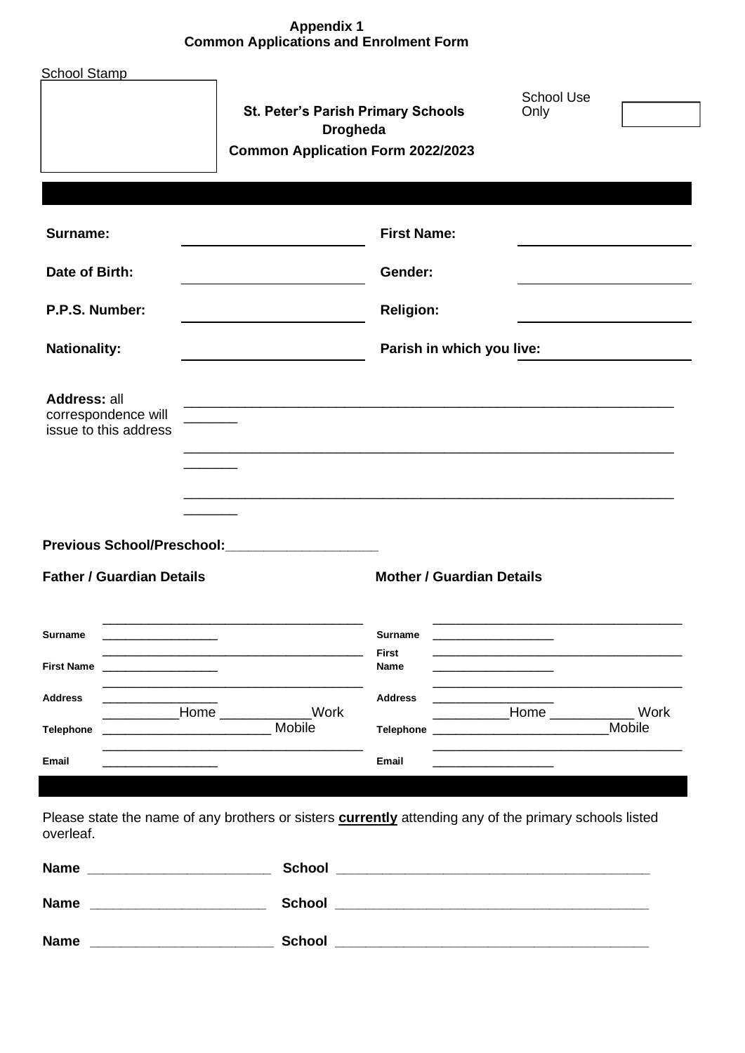**Appendix 1**
**Common Applications and Enrolment Form**

School Stamp

**St. Peter's Parish Primary Schools**
**Drogheda**
**Common Application Form 2022/2023**

School Use Only

| | | | |
|---|---|---|---|
| **Surname:** | | **First Name:** | |
| **Date of Birth:** | | **Gender:** | |
| **P.P.S. Number:** | | **Religion:** | |
| **Nationality:** | | **Parish in which you live:** | |

**Address:** all correspondence will issue to this address ______________________________________________

______________________________________________

______________________________________________

**Previous School/Preschool:**____________________

| **Father / Guardian Details** | | **Mother / Guardian Details** | |
|---|---|---|---|
| **Surname** | ______________________ | **Surname** | ______________________ |
| **First Name** | ______________________ | **First Name** | ______________________ |
| **Address** | ______________________ | **Address** | ______________________ |
| **Telephone** | __________Home ____________Work ________________________ Mobile | **Telephone** | __________Home ___________ Work ________________________Mobile |
| **Email** | ______________________ | **Email** | ______________________ |

Please state the name of any brothers or sisters **currently** attending any of the primary schools listed overleaf.

**Name** ________________________ **School** ________________________________________

**Name** ________________________ **School** ________________________________________

**Name** ________________________ **School** ________________________________________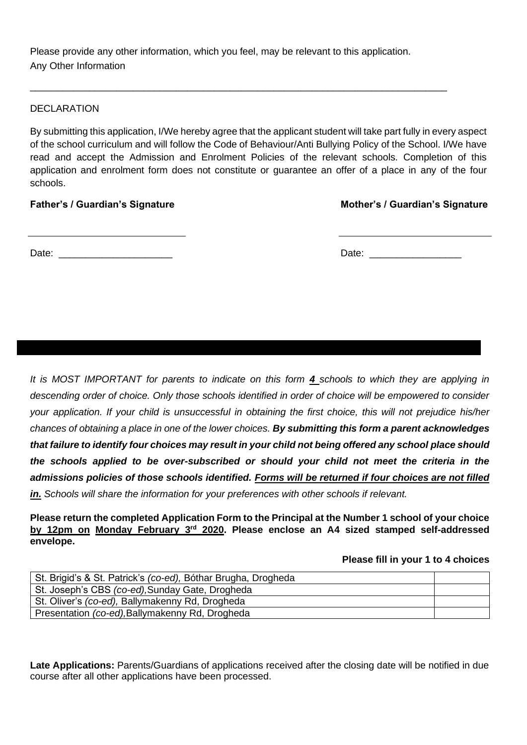Please provide any other information, which you feel, may be relevant to this application.
Any Other Information

______________________________________________________________________________

DECLARATION

By submitting this application, I/We hereby agree that the applicant student will take part fully in every aspect of the school curriculum and will follow the Code of Behaviour/Anti Bullying Policy of the School. I/We have read and accept the Admission and Enrolment Policies of the relevant schools. Completion of this application and enrolment form does not constitute or guarantee an offer of a place in any of the four schools.

**Father's / Guardian's Signature** **Mother's / Guardian's Signature**

_____________________________ _____________________________

Date: _____________________ Date: _________________

*It is MOST IMPORTANT for parents to indicate on this form **4** schools to which they are applying in descending order of choice. Only those schools identified in order of choice will be empowered to consider your application. If your child is unsuccessful in obtaining the first choice, this will not prejudice his/her chances of obtaining a place in one of the lower choices. **By submitting this form a parent acknowledges that failure to identify four choices may result in your child not being offered any school place should the schools applied to be over-subscribed or should your child not meet the criteria in the admissions policies of those schools identified. Forms will be returned if four choices are not filled in.** Schools will share the information for your preferences with other schools if relevant.*

**Please return the completed Application Form to the Principal at the Number 1 school of your choice by 12pm on Monday February 3rd 2020. Please enclose an A4 sized stamped self-addressed envelope.**

**Please fill in your 1 to 4 choices**

| School | Choice |
|---|---|
| St. Brigid's & St. Patrick's *(co-ed),* Bóthar Brugha, Drogheda | |
| St. Joseph's CBS *(co-ed),* Sunday Gate, Drogheda | |
| St. Oliver's *(co-ed),* Ballymakenny Rd, Drogheda | |
| Presentation *(co-ed),* Ballymakenny Rd, Drogheda | |

**Late Applications:** Parents/Guardians of applications received after the closing date will be notified in due course after all other applications have been processed.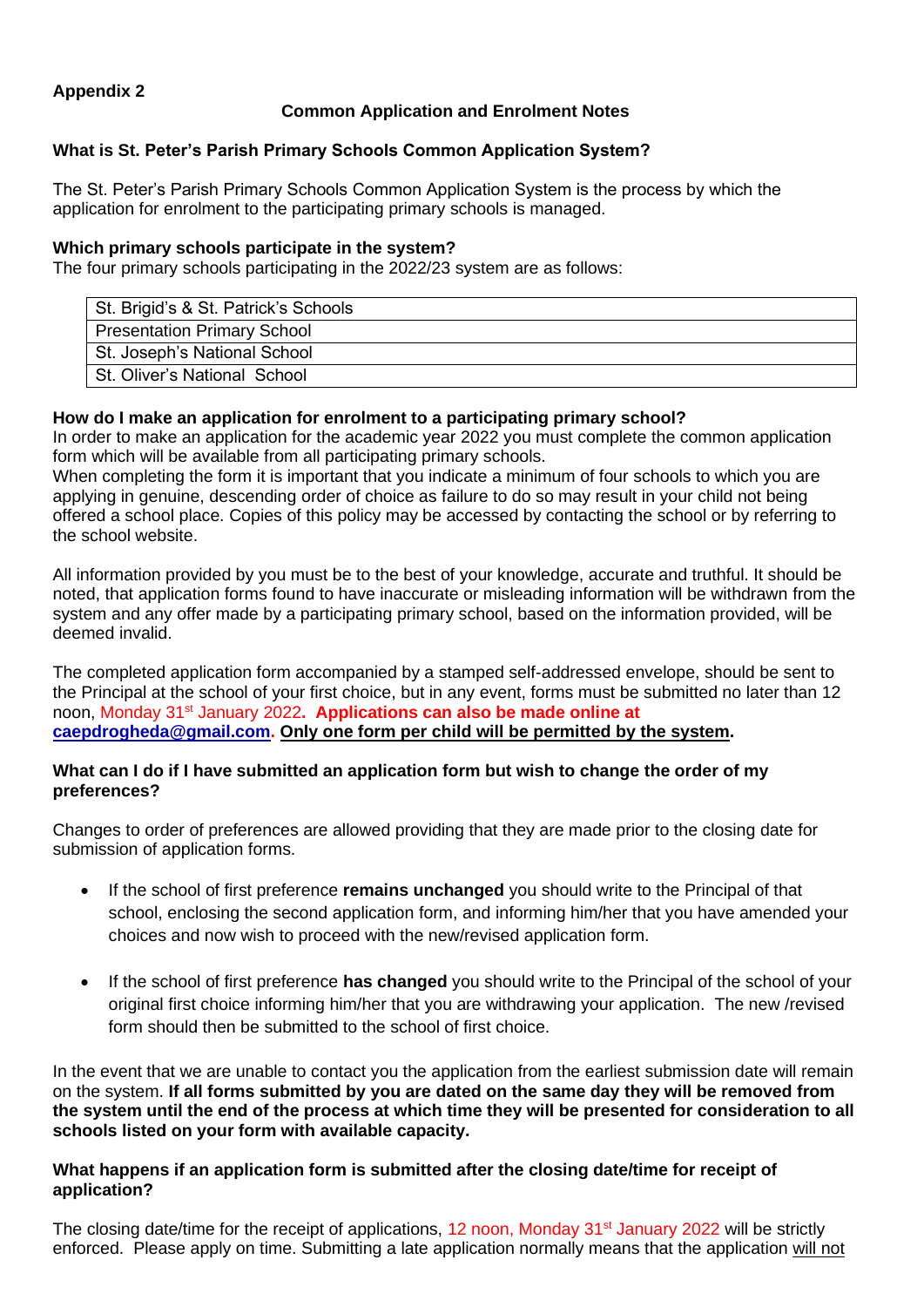**Appendix 2**

**Common Application and Enrolment Notes**

**What is St. Peter's Parish Primary Schools Common Application System?**

The St. Peter's Parish Primary Schools Common Application System is the process by which the application for enrolment to the participating primary schools is managed.

**Which primary schools participate in the system?**

The four primary schools participating in the 2022/23 system are as follows:

| St. Brigid's & St. Patrick's Schools |
|---|
| Presentation Primary School |
| St. Joseph's National School |
| St. Oliver's National School |

**How do I make an application for enrolment to a participating primary school?**

In order to make an application for the academic year 2022 you must complete the common application form which will be available from all participating primary schools.

When completing the form it is important that you indicate a minimum of four schools to which you are applying in genuine, descending order of choice as failure to do so may result in your child not being offered a school place. Copies of this policy may be accessed by contacting the school or by referring to the school website.

All information provided by you must be to the best of your knowledge, accurate and truthful. It should be noted, that application forms found to have inaccurate or misleading information will be withdrawn from the system and any offer made by a participating primary school, based on the information provided, will be deemed invalid.

The completed application form accompanied by a stamped self-addressed envelope, should be sent to the Principal at the school of your first choice, but in any event, forms must be submitted no later than 12 noon, Monday 31st January 2022**. Applications can also be made online at caepdrogheda@gmail.com. Only one form per child will be permitted by the system.**

**What can I do if I have submitted an application form but wish to change the order of my preferences?**

Changes to order of preferences are allowed providing that they are made prior to the closing date for submission of application forms.

- If the school of first preference **remains unchanged** you should write to the Principal of that school, enclosing the second application form, and informing him/her that you have amended your choices and now wish to proceed with the new/revised application form.
- If the school of first preference **has changed** you should write to the Principal of the school of your original first choice informing him/her that you are withdrawing your application. The new /revised form should then be submitted to the school of first choice.

In the event that we are unable to contact you the application from the earliest submission date will remain on the system. **If all forms submitted by you are dated on the same day they will be removed from the system until the end of the process at which time they will be presented for consideration to all schools listed on your form with available capacity.**

**What happens if an application form is submitted after the closing date/time for receipt of application?**

The closing date/time for the receipt of applications, 12 noon, Monday 31st January 2022 will be strictly enforced. Please apply on time. Submitting a late application normally means that the application will not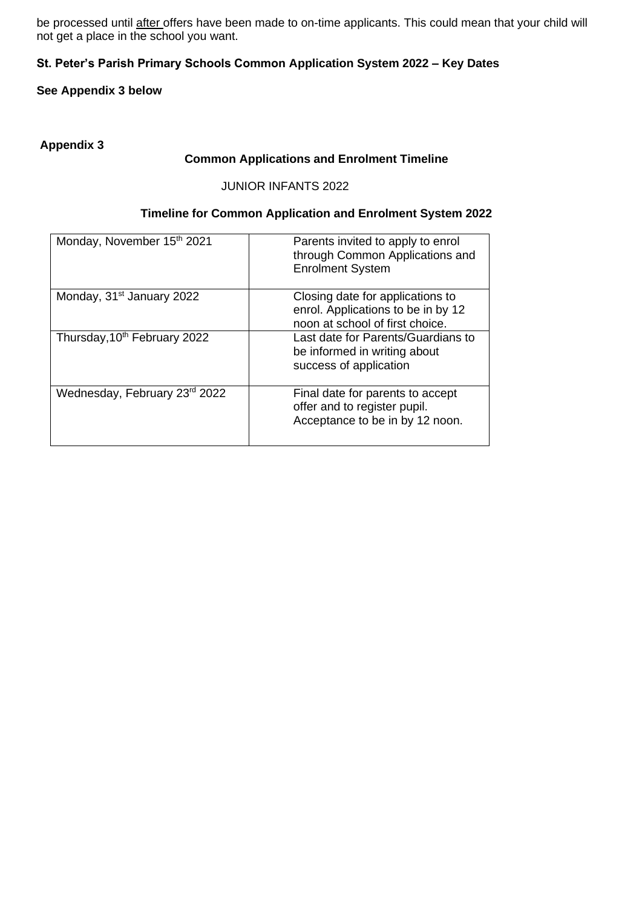be processed until after offers have been made to on-time applicants. This could mean that your child will not get a place in the school you want.

**St. Peter's Parish Primary Schools Common Application System 2022 – Key Dates**

**See Appendix 3 below**

**Appendix 3**

**Common Applications and Enrolment Timeline**

JUNIOR INFANTS 2022

**Timeline for Common Application and Enrolment System 2022**

| | |
|---|---|
| Monday, November 15th 2021 | Parents invited to apply to enrol through Common Applications and Enrolment System |
| Monday, 31st January 2022 | Closing date for applications to enrol. Applications to be in by 12 noon at school of first choice. |
| Thursday,10th February 2022 | Last date for Parents/Guardians to be informed in writing about success of application |
| Wednesday, February 23rd 2022 | Final date for parents to accept offer and to register pupil. Acceptance to be in by 12 noon. |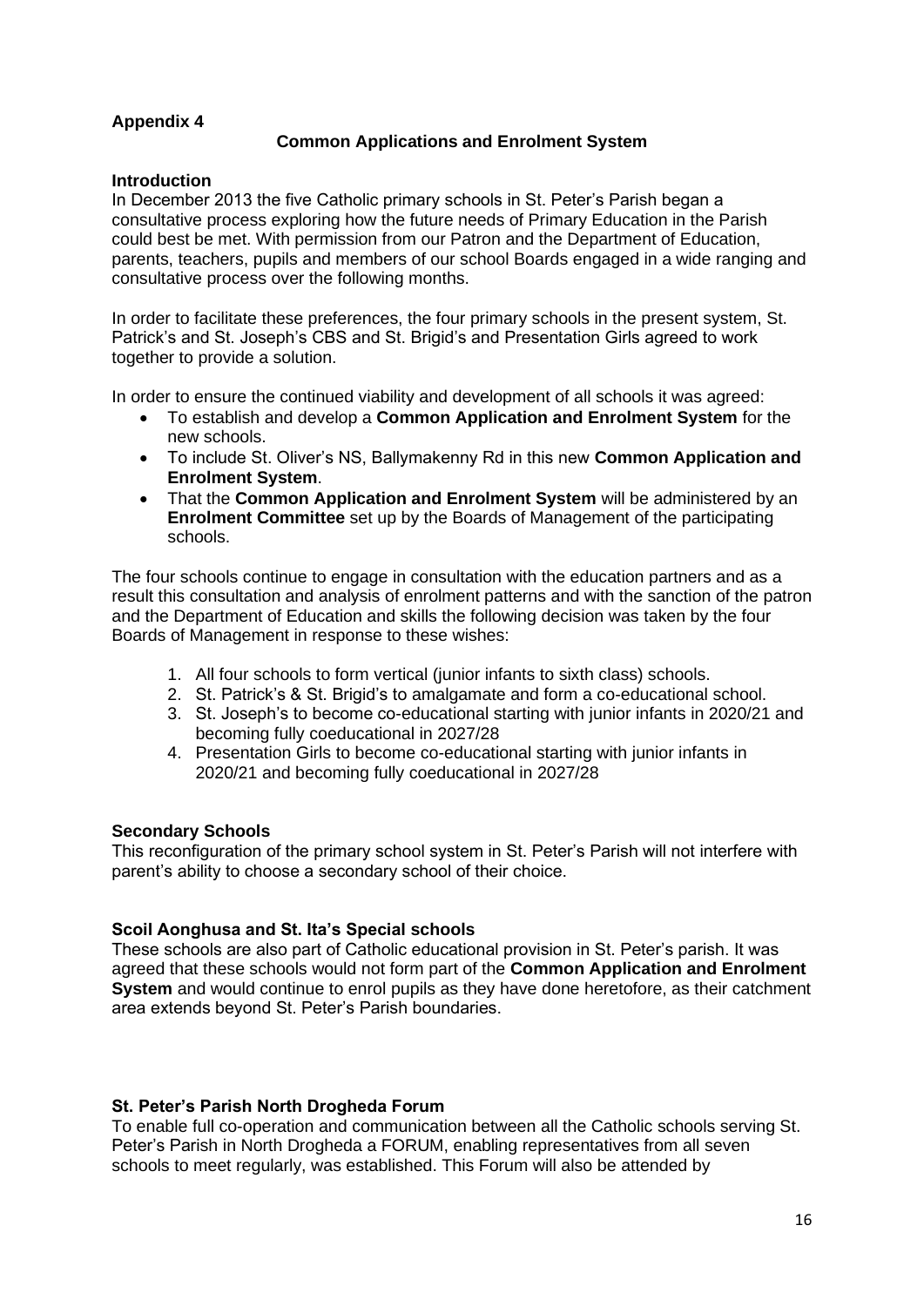**Appendix 4**

**Common Applications and Enrolment System**

**Introduction**

In December 2013 the five Catholic primary schools in St. Peter's Parish began a consultative process exploring how the future needs of Primary Education in the Parish could best be met. With permission from our Patron and the Department of Education, parents, teachers, pupils and members of our school Boards engaged in a wide ranging and consultative process over the following months.

In order to facilitate these preferences, the four primary schools in the present system, St. Patrick's and St. Joseph's CBS and St. Brigid's and Presentation Girls agreed to work together to provide a solution.

In order to ensure the continued viability and development of all schools it was agreed:

- To establish and develop a **Common Application and Enrolment System** for the new schools.
- To include St. Oliver's NS, Ballymakenny Rd in this new **Common Application and Enrolment System**.
- That the **Common Application and Enrolment System** will be administered by an **Enrolment Committee** set up by the Boards of Management of the participating schools.

The four schools continue to engage in consultation with the education partners and as a result this consultation and analysis of enrolment patterns and with the sanction of the patron and the Department of Education and skills the following decision was taken by the four Boards of Management in response to these wishes:

1. All four schools to form vertical (junior infants to sixth class) schools.
2. St. Patrick's & St. Brigid's to amalgamate and form a co-educational school.
3. St. Joseph's to become co-educational starting with junior infants in 2020/21 and becoming fully coeducational in 2027/28
4. Presentation Girls to become co-educational starting with junior infants in 2020/21 and becoming fully coeducational in 2027/28

**Secondary Schools**

This reconfiguration of the primary school system in St. Peter's Parish will not interfere with parent's ability to choose a secondary school of their choice.

**Scoil Aonghusa and St. Ita's Special schools**

These schools are also part of Catholic educational provision in St. Peter's parish. It was agreed that these schools would not form part of the **Common Application and Enrolment System** and would continue to enrol pupils as they have done heretofore, as their catchment area extends beyond St. Peter's Parish boundaries.

**St. Peter's Parish North Drogheda Forum**

To enable full co-operation and communication between all the Catholic schools serving St. Peter's Parish in North Drogheda a FORUM, enabling representatives from all seven schools to meet regularly, was established. This Forum will also be attended by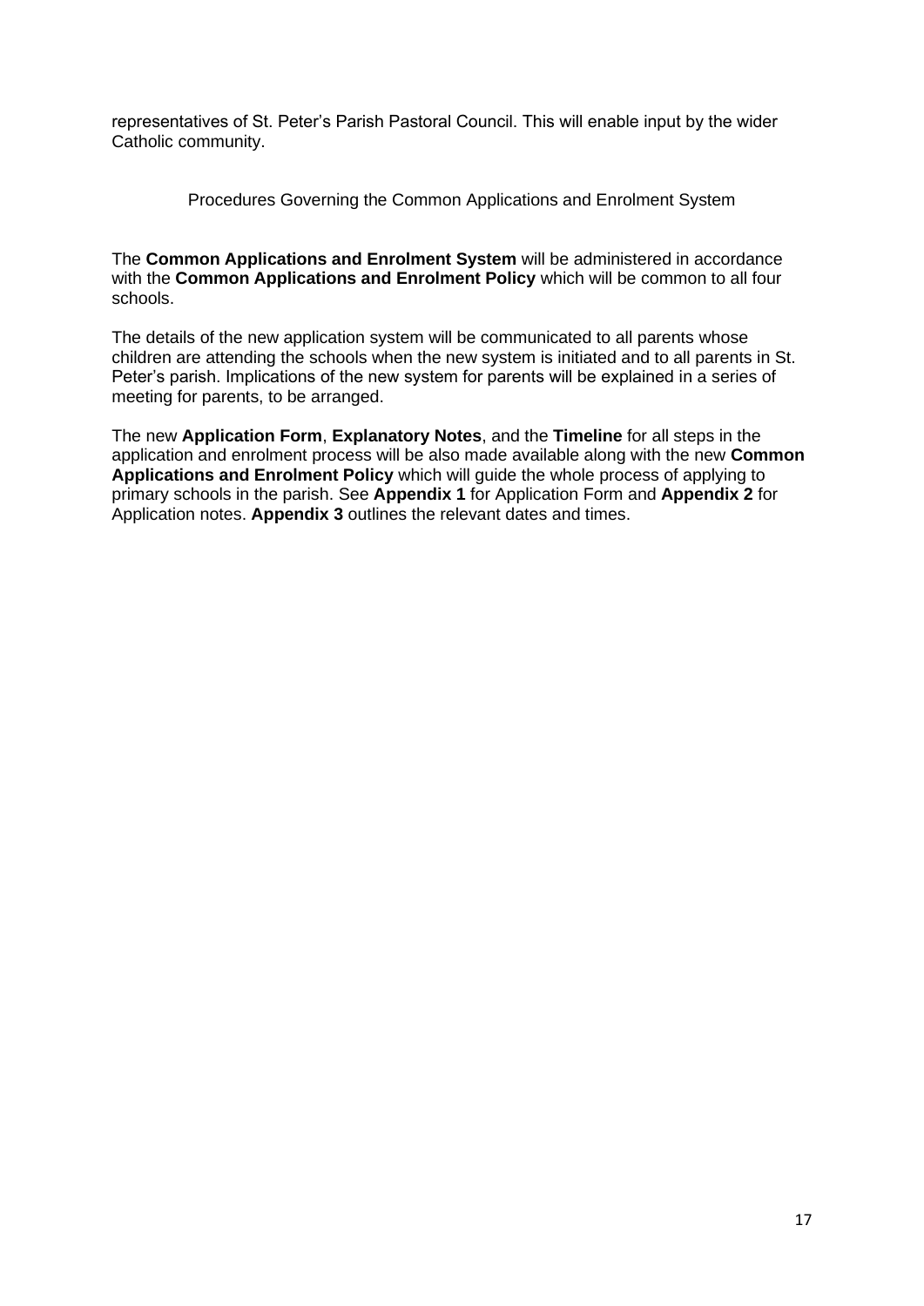representatives of St. Peter's Parish Pastoral Council. This will enable input by the wider Catholic community.

## Procedures Governing the Common Applications and Enrolment System

The **Common Applications and Enrolment System** will be administered in accordance with the **Common Applications and Enrolment Policy** which will be common to all four schools.

The details of the new application system will be communicated to all parents whose children are attending the schools when the new system is initiated and to all parents in St. Peter's parish. Implications of the new system for parents will be explained in a series of meeting for parents, to be arranged.

The new **Application Form**, **Explanatory Notes**, and the **Timeline** for all steps in the application and enrolment process will be also made available along with the new **Common Applications and Enrolment Policy** which will guide the whole process of applying to primary schools in the parish. See **Appendix 1** for Application Form and **Appendix 2** for Application notes. **Appendix 3** outlines the relevant dates and times.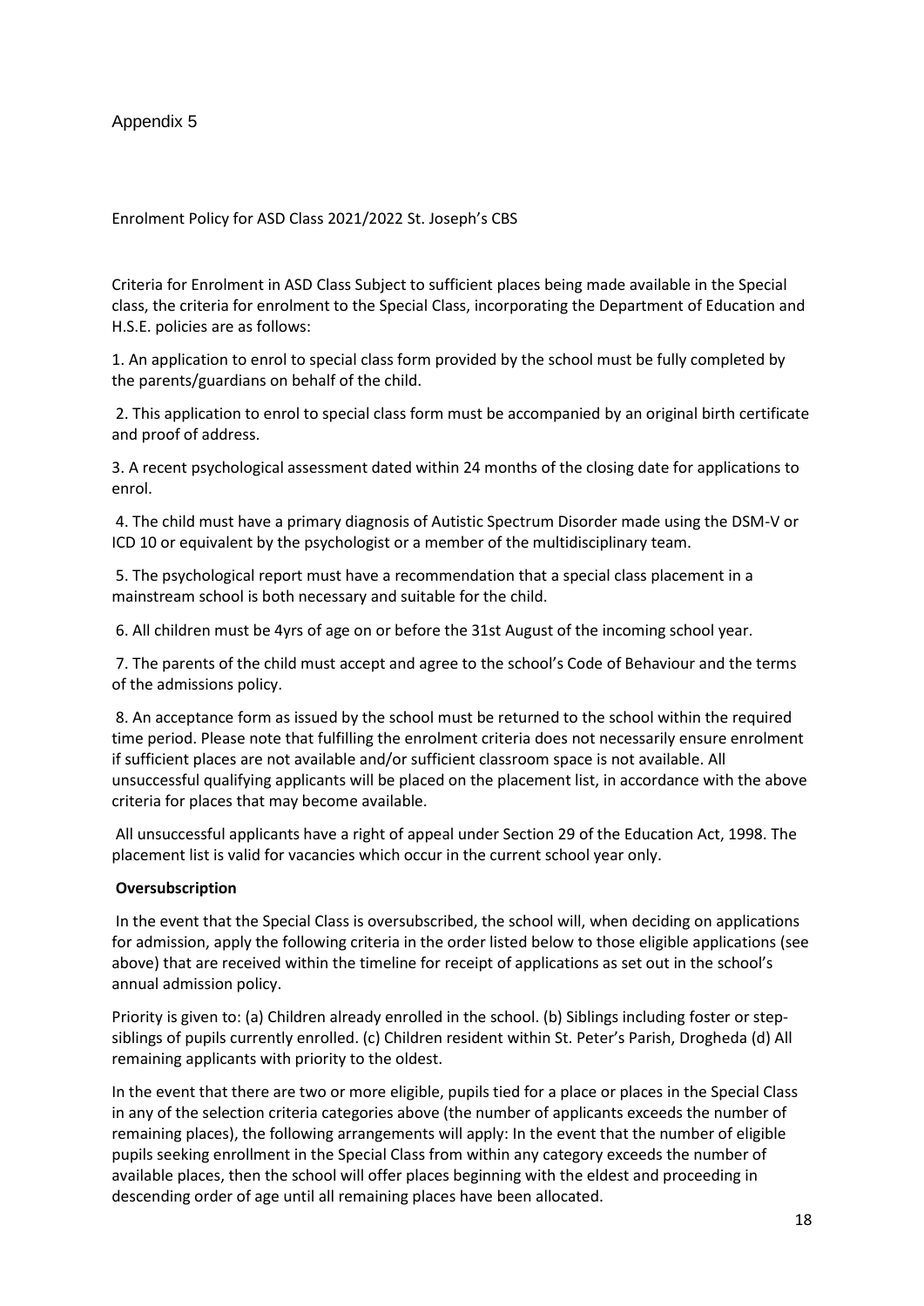Appendix 5

Enrolment Policy for ASD Class 2021/2022 St. Joseph's CBS

Criteria for Enrolment in ASD Class Subject to sufficient places being made available in the Special class, the criteria for enrolment to the Special Class, incorporating the Department of Education and H.S.E. policies are as follows:

1. An application to enrol to special class form provided by the school must be fully completed by the parents/guardians on behalf of the child.

2. This application to enrol to special class form must be accompanied by an original birth certificate and proof of address.

3. A recent psychological assessment dated within 24 months of the closing date for applications to enrol.

4. The child must have a primary diagnosis of Autistic Spectrum Disorder made using the DSM-V or ICD 10 or equivalent by the psychologist or a member of the multidisciplinary team.

5. The psychological report must have a recommendation that a special class placement in a mainstream school is both necessary and suitable for the child.

6. All children must be 4yrs of age on or before the 31st August of the incoming school year.

7. The parents of the child must accept and agree to the school's Code of Behaviour and the terms of the admissions policy.

8. An acceptance form as issued by the school must be returned to the school within the required time period. Please note that fulfilling the enrolment criteria does not necessarily ensure enrolment if sufficient places are not available and/or sufficient classroom space is not available. All unsuccessful qualifying applicants will be placed on the placement list, in accordance with the above criteria for places that may become available.

All unsuccessful applicants have a right of appeal under Section 29 of the Education Act, 1998. The placement list is valid for vacancies which occur in the current school year only.

**Oversubscription**

In the event that the Special Class is oversubscribed, the school will, when deciding on applications for admission, apply the following criteria in the order listed below to those eligible applications (see above) that are received within the timeline for receipt of applications as set out in the school's annual admission policy.

Priority is given to: (a) Children already enrolled in the school. (b) Siblings including foster or step-siblings of pupils currently enrolled. (c) Children resident within St. Peter's Parish, Drogheda (d) All remaining applicants with priority to the oldest.

In the event that there are two or more eligible, pupils tied for a place or places in the Special Class in any of the selection criteria categories above (the number of applicants exceeds the number of remaining places), the following arrangements will apply: In the event that the number of eligible pupils seeking enrollment in the Special Class from within any category exceeds the number of available places, then the school will offer places beginning with the eldest and proceeding in descending order of age until all remaining places have been allocated.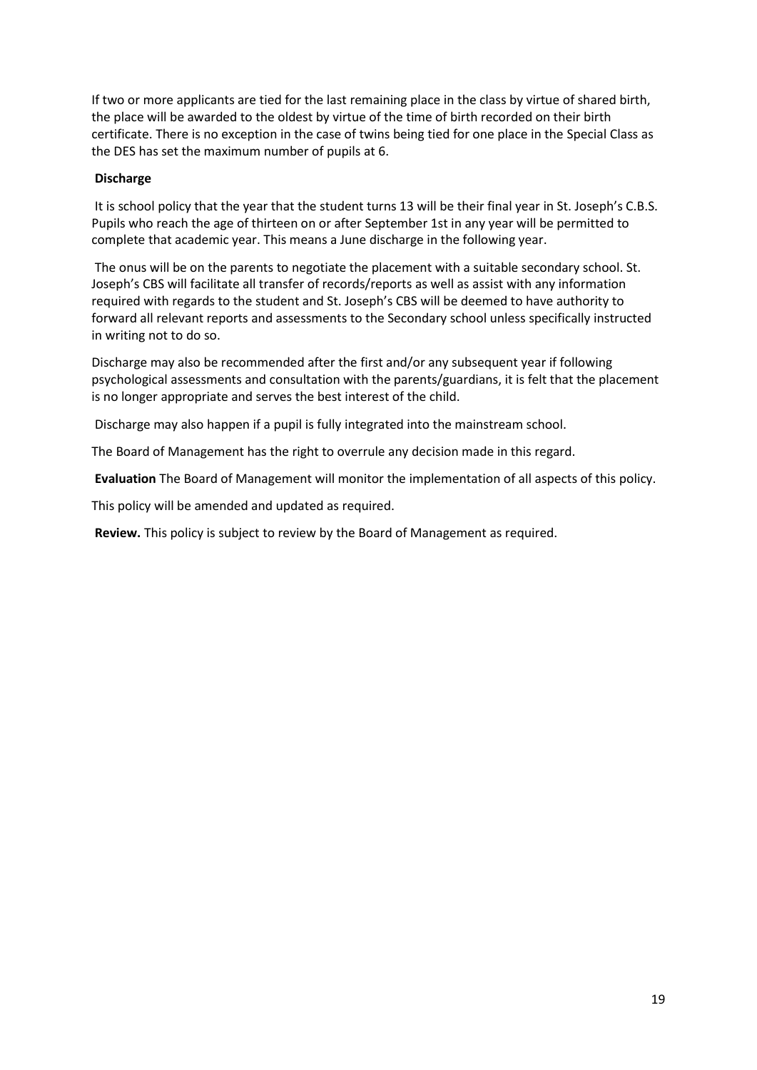If two or more applicants are tied for the last remaining place in the class by virtue of shared birth, the place will be awarded to the oldest by virtue of the time of birth recorded on their birth certificate. There is no exception in the case of twins being tied for one place in the Special Class as the DES has set the maximum number of pupils at 6.

**Discharge**

It is school policy that the year that the student turns 13 will be their final year in St. Joseph's C.B.S. Pupils who reach the age of thirteen on or after September 1st in any year will be permitted to complete that academic year. This means a June discharge in the following year.

The onus will be on the parents to negotiate the placement with a suitable secondary school. St. Joseph's CBS will facilitate all transfer of records/reports as well as assist with any information required with regards to the student and St. Joseph's CBS will be deemed to have authority to forward all relevant reports and assessments to the Secondary school unless specifically instructed in writing not to do so.

Discharge may also be recommended after the first and/or any subsequent year if following psychological assessments and consultation with the parents/guardians, it is felt that the placement is no longer appropriate and serves the best interest of the child.

Discharge may also happen if a pupil is fully integrated into the mainstream school.

The Board of Management has the right to overrule any decision made in this regard.

**Evaluation** The Board of Management will monitor the implementation of all aspects of this policy.

This policy will be amended and updated as required.

**Review.** This policy is subject to review by the Board of Management as required.